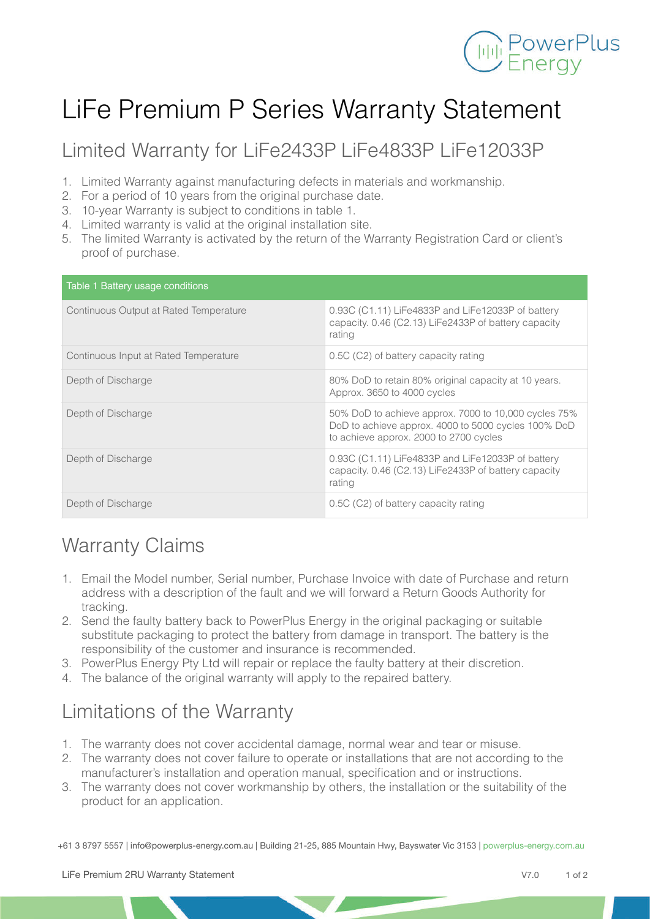# LiFe Premium P Series Warranty Statement

## Limited Warranty for LiFe2433P LiFe4833P LiFe12033P

1. Limited Warranty against manufacturing defects in materials and workmanship.
2. For a period of 10 years from the original purchase date.
3. 10-year Warranty is subject to conditions in table 1.
4. Limited warranty is valid at the original installation site.
5. The limited Warranty is activated by the return of the Warranty Registration Card or client's proof of purchase.

| Table 1 Battery usage conditions | |
|---|---|
| Continuous Output at Rated Temperature | 0.93C (C1.11) LiFe4833P and LiFe12033P of battery capacity. 0.46 (C2.13) LiFe2433P of battery capacity rating |
| Continuous Input at Rated Temperature | 0.5C (C2) of battery capacity rating |
| Depth of Discharge | 80% DoD to retain 80% original capacity at 10 years. Approx. 3650 to 4000 cycles |
| Depth of Discharge | 50% DoD to achieve approx. 7000 to 10,000 cycles 75% DoD to achieve approx. 4000 to 5000 cycles 100% DoD to achieve approx. 2000 to 2700 cycles |
| Depth of Discharge | 0.93C (C1.11) LiFe4833P and LiFe12033P of battery capacity. 0.46 (C2.13) LiFe2433P of battery capacity rating |
| Depth of Discharge | 0.5C (C2) of battery capacity rating |

## Warranty Claims

1. Email the Model number, Serial number, Purchase Invoice with date of Purchase and return address with a description of the fault and we will forward a Return Goods Authority for tracking.
2. Send the faulty battery back to PowerPlus Energy in the original packaging or suitable substitute packaging to protect the battery from damage in transport. The battery is the responsibility of the customer and insurance is recommended.
3. PowerPlus Energy Pty Ltd will repair or replace the faulty battery at their discretion.
4. The balance of the original warranty will apply to the repaired battery.

## Limitations of the Warranty

1. The warranty does not cover accidental damage, normal wear and tear or misuse.
2. The warranty does not cover failure to operate or installations that are not according to the manufacturer's installation and operation manual, specification and or instructions.
3. The warranty does not cover workmanship by others, the installation or the suitability of the product for an application.

+61 3 8797 5557 | info@powerplus-energy.com.au | Building 21-25, 885 Mountain Hwy, Bayswater Vic 3153 | powerplus-energy.com.au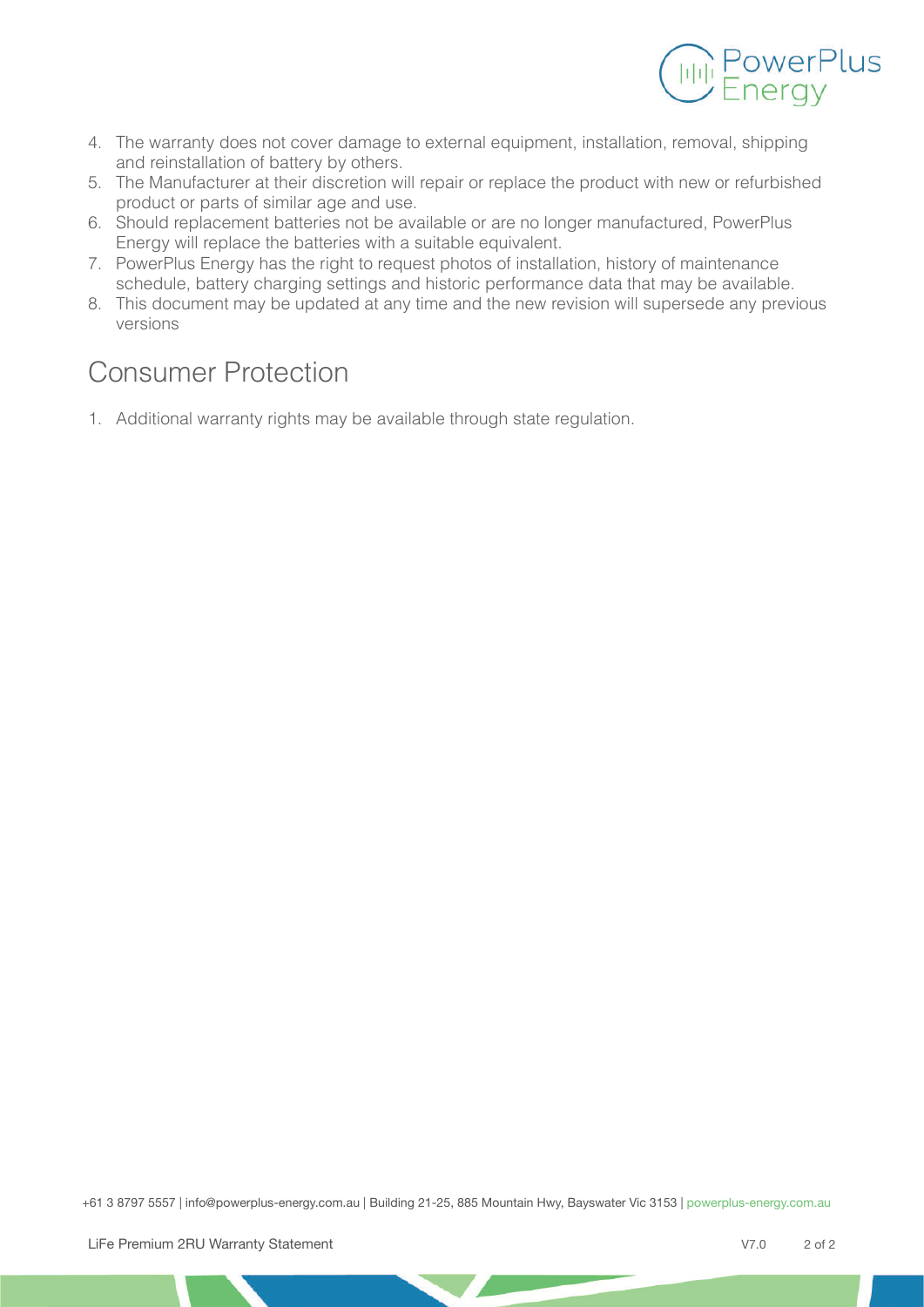4. The warranty does not cover damage to external equipment, installation, removal, shipping and reinstallation of battery by others.
5. The Manufacturer at their discretion will repair or replace the product with new or refurbished product or parts of similar age and use.
6. Should replacement batteries not be available or are no longer manufactured, PowerPlus Energy will replace the batteries with a suitable equivalent.
7. PowerPlus Energy has the right to request photos of installation, history of maintenance schedule, battery charging settings and historic performance data that may be available.
8. This document may be updated at any time and the new revision will supersede any previous versions

## Consumer Protection

1. Additional warranty rights may be available through state regulation.

+61 3 8797 5557 | info@powerplus-energy.com.au | Building 21-25, 885 Mountain Hwy, Bayswater Vic 3153 | powerplus-energy.com.au